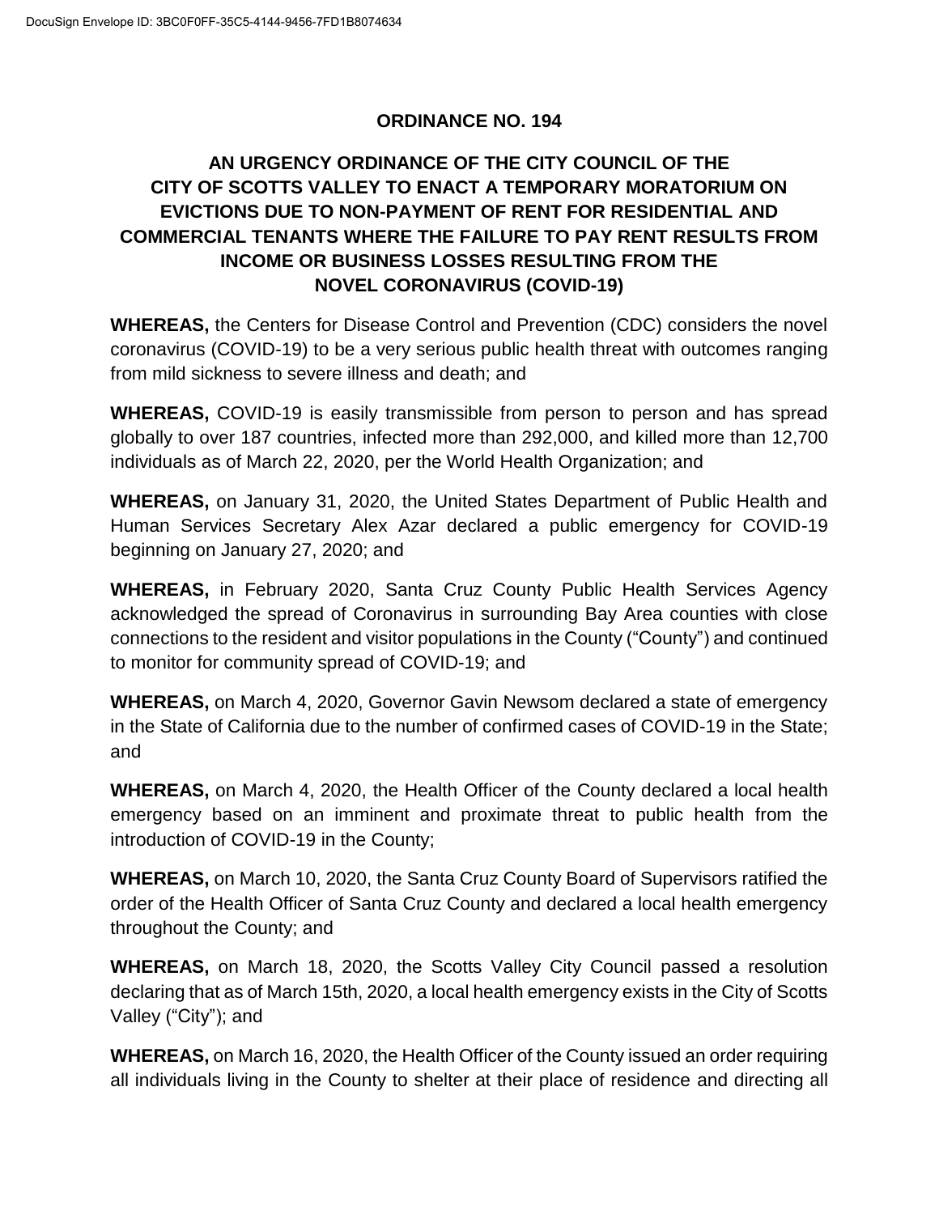# ORDINANCE NO. 194

## AN URGENCY ORDINANCE OF THE CITY COUNCIL OF THE CITY OF SCOTTS VALLEY TO ENACT A TEMPORARY MORATORIUM ON EVICTIONS DUE TO NON-PAYMENT OF RENT FOR RESIDENTIAL AND COMMERCIAL TENANTS WHERE THE FAILURE TO PAY RENT RESULTS FROM INCOME OR BUSINESS LOSSES RESULTING FROM THE NOVEL CORONAVIRUS (COVID-19)

**WHEREAS,** the Centers for Disease Control and Prevention (CDC) considers the novel coronavirus (COVID-19) to be a very serious public health threat with outcomes ranging from mild sickness to severe illness and death; and

**WHEREAS,** COVID-19 is easily transmissible from person to person and has spread globally to over 187 countries, infected more than 292,000, and killed more than 12,700 individuals as of March 22, 2020, per the World Health Organization; and

**WHEREAS,** on January 31, 2020, the United States Department of Public Health and Human Services Secretary Alex Azar declared a public emergency for COVID-19 beginning on January 27, 2020; and

**WHEREAS,** in February 2020, Santa Cruz County Public Health Services Agency acknowledged the spread of Coronavirus in surrounding Bay Area counties with close connections to the resident and visitor populations in the County ("County") and continued to monitor for community spread of COVID-19; and

**WHEREAS,** on March 4, 2020, Governor Gavin Newsom declared a state of emergency in the State of California due to the number of confirmed cases of COVID-19 in the State; and

**WHEREAS,** on March 4, 2020, the Health Officer of the County declared a local health emergency based on an imminent and proximate threat to public health from the introduction of COVID-19 in the County;

**WHEREAS,** on March 10, 2020, the Santa Cruz County Board of Supervisors ratified the order of the Health Officer of Santa Cruz County and declared a local health emergency throughout the County; and

**WHEREAS,** on March 18, 2020, the Scotts Valley City Council passed a resolution declaring that as of March 15th, 2020, a local health emergency exists in the City of Scotts Valley ("City"); and

**WHEREAS,** on March 16, 2020, the Health Officer of the County issued an order requiring all individuals living in the County to shelter at their place of residence and directing all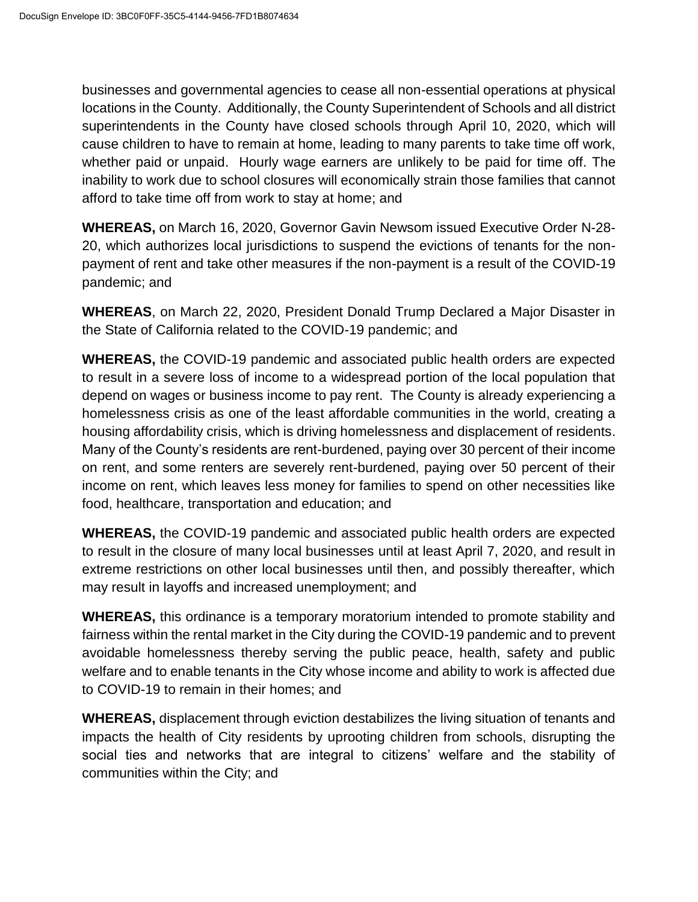businesses and governmental agencies to cease all non-essential operations at physical locations in the County. Additionally, the County Superintendent of Schools and all district superintendents in the County have closed schools through April 10, 2020, which will cause children to have to remain at home, leading to many parents to take time off work, whether paid or unpaid. Hourly wage earners are unlikely to be paid for time off. The inability to work due to school closures will economically strain those families that cannot afford to take time off from work to stay at home; and

**WHEREAS,** on March 16, 2020, Governor Gavin Newsom issued Executive Order N-28-20, which authorizes local jurisdictions to suspend the evictions of tenants for the non-payment of rent and take other measures if the non-payment is a result of the COVID-19 pandemic; and

**WHEREAS**, on March 22, 2020, President Donald Trump Declared a Major Disaster in the State of California related to the COVID-19 pandemic; and

**WHEREAS,** the COVID-19 pandemic and associated public health orders are expected to result in a severe loss of income to a widespread portion of the local population that depend on wages or business income to pay rent. The County is already experiencing a homelessness crisis as one of the least affordable communities in the world, creating a housing affordability crisis, which is driving homelessness and displacement of residents. Many of the County's residents are rent-burdened, paying over 30 percent of their income on rent, and some renters are severely rent-burdened, paying over 50 percent of their income on rent, which leaves less money for families to spend on other necessities like food, healthcare, transportation and education; and

**WHEREAS,** the COVID-19 pandemic and associated public health orders are expected to result in the closure of many local businesses until at least April 7, 2020, and result in extreme restrictions on other local businesses until then, and possibly thereafter, which may result in layoffs and increased unemployment; and

**WHEREAS,** this ordinance is a temporary moratorium intended to promote stability and fairness within the rental market in the City during the COVID-19 pandemic and to prevent avoidable homelessness thereby serving the public peace, health, safety and public welfare and to enable tenants in the City whose income and ability to work is affected due to COVID-19 to remain in their homes; and

**WHEREAS,** displacement through eviction destabilizes the living situation of tenants and impacts the health of City residents by uprooting children from schools, disrupting the social ties and networks that are integral to citizens' welfare and the stability of communities within the City; and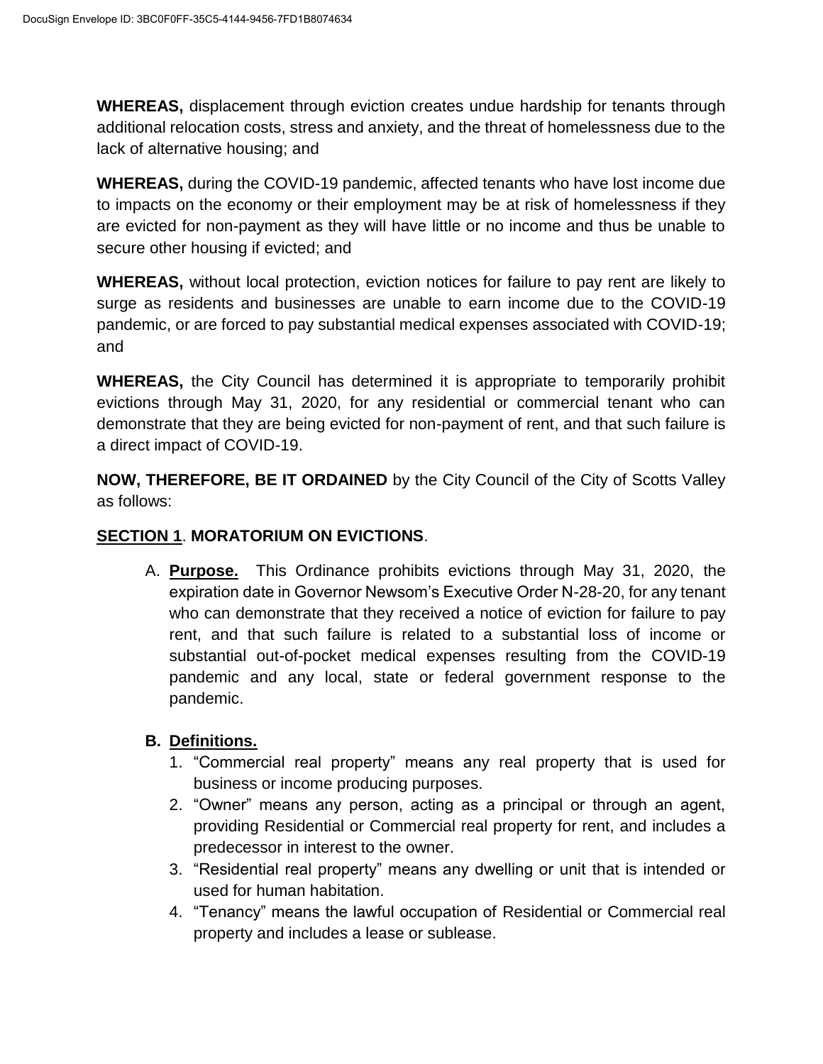**WHEREAS,** displacement through eviction creates undue hardship for tenants through additional relocation costs, stress and anxiety, and the threat of homelessness due to the lack of alternative housing; and

**WHEREAS,** during the COVID-19 pandemic, affected tenants who have lost income due to impacts on the economy or their employment may be at risk of homelessness if they are evicted for non-payment as they will have little or no income and thus be unable to secure other housing if evicted; and

**WHEREAS,** without local protection, eviction notices for failure to pay rent are likely to surge as residents and businesses are unable to earn income due to the COVID-19 pandemic, or are forced to pay substantial medical expenses associated with COVID-19; and

**WHEREAS,** the City Council has determined it is appropriate to temporarily prohibit evictions through May 31, 2020, for any residential or commercial tenant who can demonstrate that they are being evicted for non-payment of rent, and that such failure is a direct impact of COVID-19.

**NOW, THEREFORE, BE IT ORDAINED** by the City Council of the City of Scotts Valley as follows:

**SECTION 1**. **MORATORIUM ON EVICTIONS**.

A. **Purpose.** This Ordinance prohibits evictions through May 31, 2020, the expiration date in Governor Newsom's Executive Order N-28-20, for any tenant who can demonstrate that they received a notice of eviction for failure to pay rent, and that such failure is related to a substantial loss of income or substantial out-of-pocket medical expenses resulting from the COVID-19 pandemic and any local, state or federal government response to the pandemic.

**B. Definitions.**

1. "Commercial real property" means any real property that is used for business or income producing purposes.
2. "Owner" means any person, acting as a principal or through an agent, providing Residential or Commercial real property for rent, and includes a predecessor in interest to the owner.
3. "Residential real property" means any dwelling or unit that is intended or used for human habitation.
4. "Tenancy" means the lawful occupation of Residential or Commercial real property and includes a lease or sublease.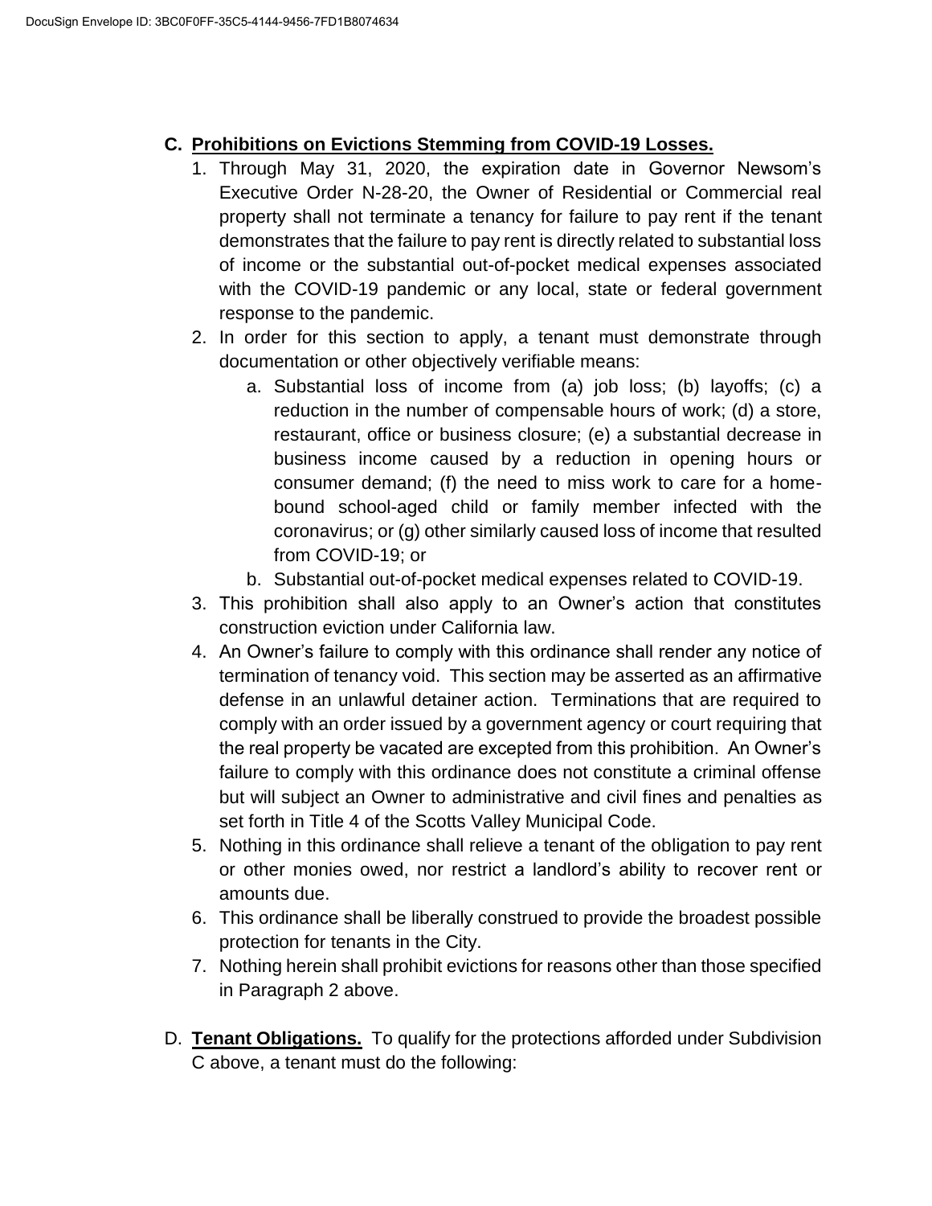## C. **Prohibitions on Evictions Stemming from COVID-19 Losses.**

1. Through May 31, 2020, the expiration date in Governor Newsom's Executive Order N-28-20, the Owner of Residential or Commercial real property shall not terminate a tenancy for failure to pay rent if the tenant demonstrates that the failure to pay rent is directly related to substantial loss of income or the substantial out-of-pocket medical expenses associated with the COVID-19 pandemic or any local, state or federal government response to the pandemic.
2. In order for this section to apply, a tenant must demonstrate through documentation or other objectively verifiable means:
   a. Substantial loss of income from (a) job loss; (b) layoffs; (c) a reduction in the number of compensable hours of work; (d) a store, restaurant, office or business closure; (e) a substantial decrease in business income caused by a reduction in opening hours or consumer demand; (f) the need to miss work to care for a home-bound school-aged child or family member infected with the coronavirus; or (g) other similarly caused loss of income that resulted from COVID-19; or
   b. Substantial out-of-pocket medical expenses related to COVID-19.
3. This prohibition shall also apply to an Owner's action that constitutes construction eviction under California law.
4. An Owner's failure to comply with this ordinance shall render any notice of termination of tenancy void. This section may be asserted as an affirmative defense in an unlawful detainer action. Terminations that are required to comply with an order issued by a government agency or court requiring that the real property be vacated are excepted from this prohibition. An Owner's failure to comply with this ordinance does not constitute a criminal offense but will subject an Owner to administrative and civil fines and penalties as set forth in Title 4 of the Scotts Valley Municipal Code.
5. Nothing in this ordinance shall relieve a tenant of the obligation to pay rent or other monies owed, nor restrict a landlord's ability to recover rent or amounts due.
6. This ordinance shall be liberally construed to provide the broadest possible protection for tenants in the City.
7. Nothing herein shall prohibit evictions for reasons other than those specified in Paragraph 2 above.

D. **Tenant Obligations.** To qualify for the protections afforded under Subdivision C above, a tenant must do the following: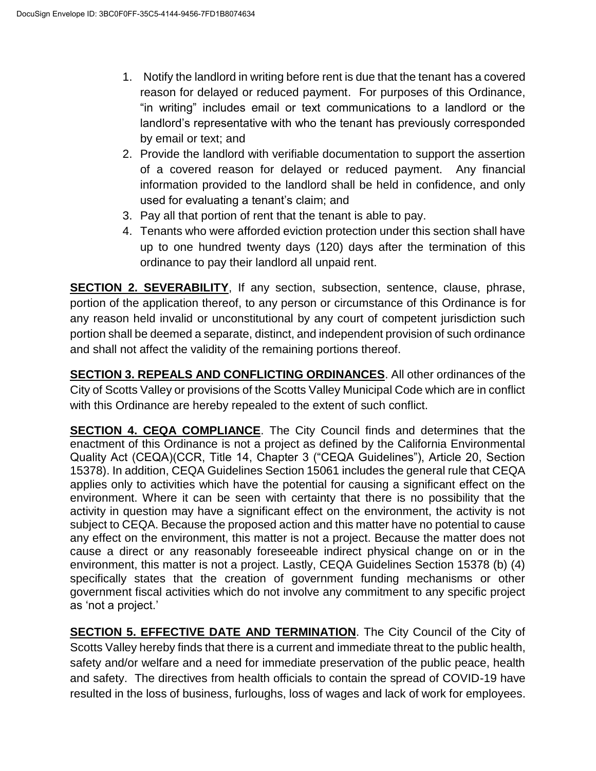1. Notify the landlord in writing before rent is due that the tenant has a covered reason for delayed or reduced payment. For purposes of this Ordinance, "in writing" includes email or text communications to a landlord or the landlord's representative with who the tenant has previously corresponded by email or text; and
2. Provide the landlord with verifiable documentation to support the assertion of a covered reason for delayed or reduced payment. Any financial information provided to the landlord shall be held in confidence, and only used for evaluating a tenant's claim; and
3. Pay all that portion of rent that the tenant is able to pay.
4. Tenants who were afforded eviction protection under this section shall have up to one hundred twenty days (120) days after the termination of this ordinance to pay their landlord all unpaid rent.

**SECTION 2. SEVERABILITY**, If any section, subsection, sentence, clause, phrase, portion of the application thereof, to any person or circumstance of this Ordinance is for any reason held invalid or unconstitutional by any court of competent jurisdiction such portion shall be deemed a separate, distinct, and independent provision of such ordinance and shall not affect the validity of the remaining portions thereof.

**SECTION 3. REPEALS AND CONFLICTING ORDINANCES**. All other ordinances of the City of Scotts Valley or provisions of the Scotts Valley Municipal Code which are in conflict with this Ordinance are hereby repealed to the extent of such conflict.

**SECTION 4. CEQA COMPLIANCE**. The City Council finds and determines that the enactment of this Ordinance is not a project as defined by the California Environmental Quality Act (CEQA)(CCR, Title 14, Chapter 3 ("CEQA Guidelines"), Article 20, Section 15378). In addition, CEQA Guidelines Section 15061 includes the general rule that CEQA applies only to activities which have the potential for causing a significant effect on the environment. Where it can be seen with certainty that there is no possibility that the activity in question may have a significant effect on the environment, the activity is not subject to CEQA. Because the proposed action and this matter have no potential to cause any effect on the environment, this matter is not a project. Because the matter does not cause a direct or any reasonably foreseeable indirect physical change on or in the environment, this matter is not a project. Lastly, CEQA Guidelines Section 15378 (b) (4) specifically states that the creation of government funding mechanisms or other government fiscal activities which do not involve any commitment to any specific project as 'not a project.'

**SECTION 5. EFFECTIVE DATE AND TERMINATION**. The City Council of the City of Scotts Valley hereby finds that there is a current and immediate threat to the public health, safety and/or welfare and a need for immediate preservation of the public peace, health and safety. The directives from health officials to contain the spread of COVID-19 have resulted in the loss of business, furloughs, loss of wages and lack of work for employees.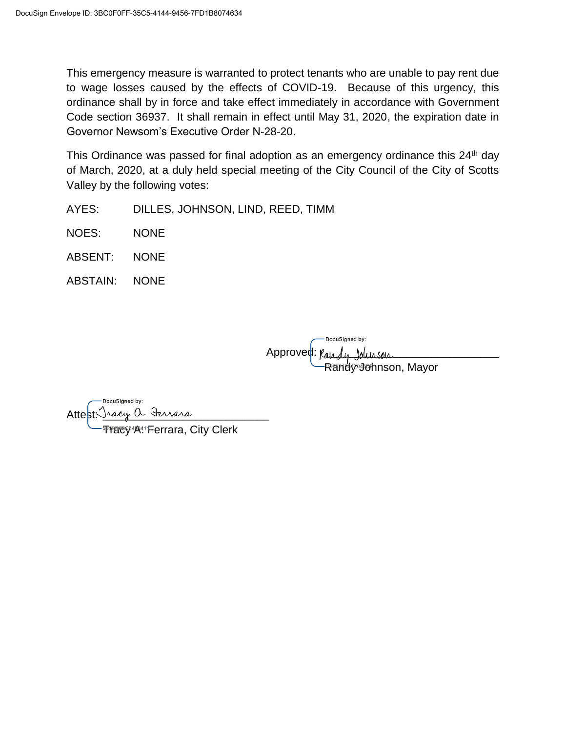DocuSign Envelope ID: 3BC0F0FF-35C5-4144-9456-7FD1B8074634

This emergency measure is warranted to protect tenants who are unable to pay rent due to wage losses caused by the effects of COVID-19. Because of this urgency, this ordinance shall by in force and take effect immediately in accordance with Government Code section 36937. It shall remain in effect until May 31, 2020, the expiration date in Governor Newsom's Executive Order N-28-20.

This Ordinance was passed for final adoption as an emergency ordinance this 24th day of March, 2020, at a duly held special meeting of the City Council of the City of Scotts Valley by the following votes:

AYES: DILLES, JOHNSON, LIND, REED, TIMM

NOES: NONE

ABSENT: NONE

ABSTAIN: NONE

Approved: Randy Johnson
Randy Johnson, Mayor

Attest: Tracy A. Ferrara
Tracy A. Ferrara, City Clerk